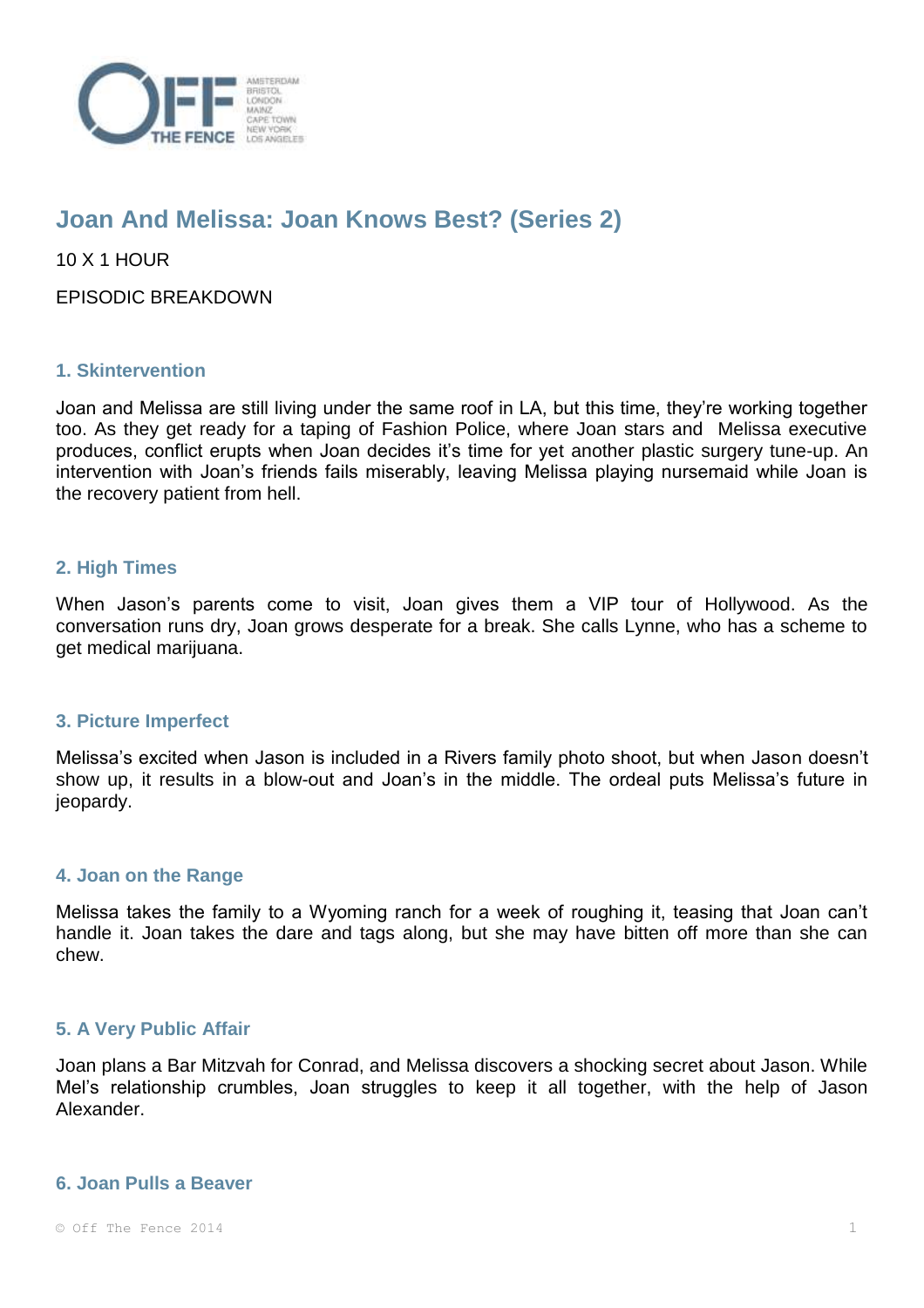# Joan And Melissa: Joan Knows Best? (Series 2)

10 X 1 HOUR

EPISODIC BREAKDOWN

### 1. Skintervention

Joan and Melissa are still living under the same roof in LA, but this time, they're working together too. As they get ready for a taping of Fashion Police, where Joan stars and Melissa executive produces, conflict erupts when Joan decides it's time for yet another plastic surgery tune-up. An intervention with Joan's friends fails miserably, leaving Melissa playing nursemaid while Joan is the recovery patient from hell.

### 2. High Times

When Jason's parents come to visit, Joan gives them a VIP tour of Hollywood. As the conversation runs dry, Joan grows desperate for a break. She calls Lynne, who has a scheme to get medical marijuana.

### 3. Picture Imperfect

Melissa's excited when Jason is included in a Rivers family photo shoot, but when Jason doesn't show up, it results in a blow-out and Joan's in the middle. The ordeal puts Melissa's future in jeopardy.

### 4. Joan on the Range

Melissa takes the family to a Wyoming ranch for a week of roughing it, teasing that Joan can't handle it. Joan takes the dare and tags along, but she may have bitten off more than she can chew.

### 5. A Very Public Affair

Joan plans a Bar Mitzvah for Conrad, and Melissa discovers a shocking secret about Jason. While Mel's relationship crumbles, Joan struggles to keep it all together, with the help of Jason Alexander.

### 6. Joan Pulls a Beaver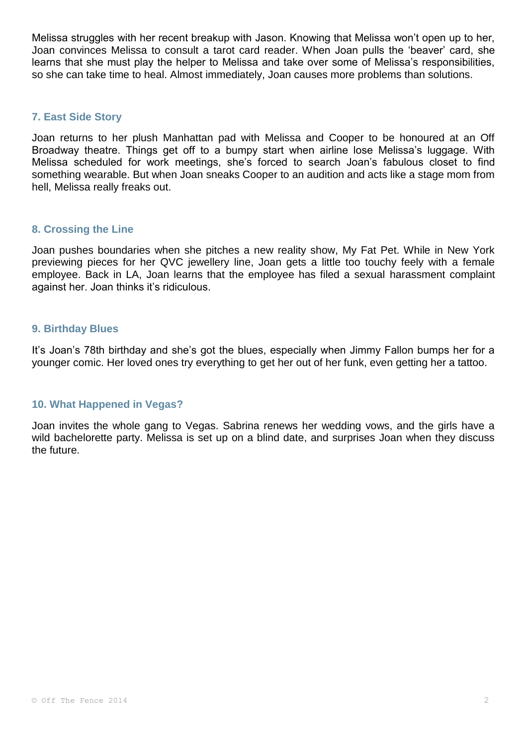Melissa struggles with her recent breakup with Jason. Knowing that Melissa won't open up to her, Joan convinces Melissa to consult a tarot card reader. When Joan pulls the 'beaver' card, she learns that she must play the helper to Melissa and take over some of Melissa's responsibilities, so she can take time to heal. Almost immediately, Joan causes more problems than solutions.

### 7. East Side Story

Joan returns to her plush Manhattan pad with Melissa and Cooper to be honoured at an Off Broadway theatre. Things get off to a bumpy start when airline lose Melissa's luggage. With Melissa scheduled for work meetings, she's forced to search Joan's fabulous closet to find something wearable. But when Joan sneaks Cooper to an audition and acts like a stage mom from hell, Melissa really freaks out.

### 8. Crossing the Line

Joan pushes boundaries when she pitches a new reality show, My Fat Pet. While in New York previewing pieces for her QVC jewellery line, Joan gets a little too touchy feely with a female employee. Back in LA, Joan learns that the employee has filed a sexual harassment complaint against her. Joan thinks it's ridiculous.

### 9. Birthday Blues

It's Joan's 78th birthday and she's got the blues, especially when Jimmy Fallon bumps her for a younger comic. Her loved ones try everything to get her out of her funk, even getting her a tattoo.

### 10. What Happened in Vegas?

Joan invites the whole gang to Vegas. Sabrina renews her wedding vows, and the girls have a wild bachelorette party. Melissa is set up on a blind date, and surprises Joan when they discuss the future.